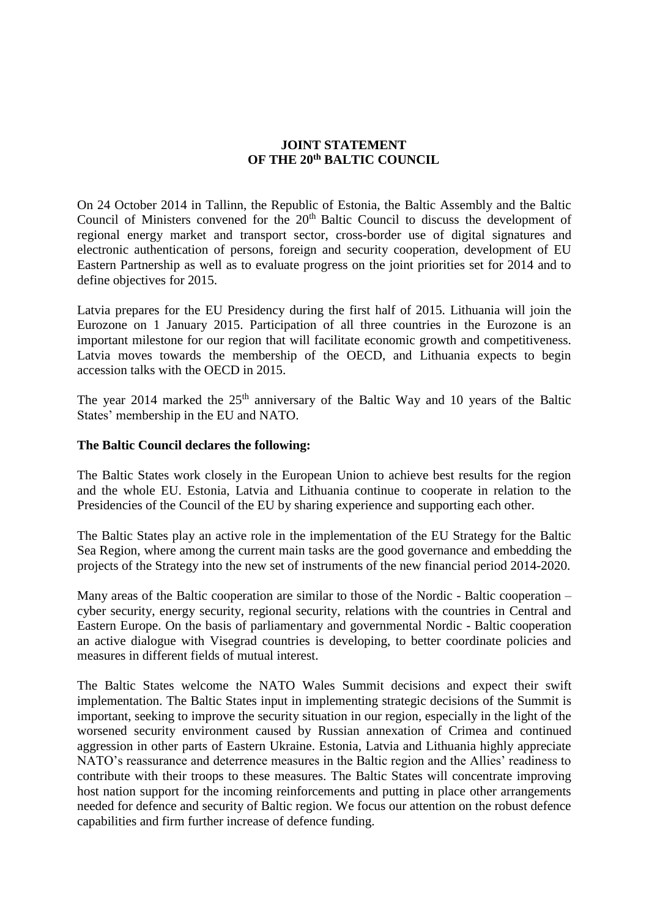# JOINT STATEMENT
# OF THE 20th BALTIC COUNCIL

On 24 October 2014 in Tallinn, the Republic of Estonia, the Baltic Assembly and the Baltic Council of Ministers convened for the 20th Baltic Council to discuss the development of regional energy market and transport sector, cross-border use of digital signatures and electronic authentication of persons, foreign and security cooperation, development of EU Eastern Partnership as well as to evaluate progress on the joint priorities set for 2014 and to define objectives for 2015.

Latvia prepares for the EU Presidency during the first half of 2015. Lithuania will join the Eurozone on 1 January 2015. Participation of all three countries in the Eurozone is an important milestone for our region that will facilitate economic growth and competitiveness. Latvia moves towards the membership of the OECD, and Lithuania expects to begin accession talks with the OECD in 2015.

The year 2014 marked the 25th anniversary of the Baltic Way and 10 years of the Baltic States' membership in the EU and NATO.

**The Baltic Council declares the following:**

The Baltic States work closely in the European Union to achieve best results for the region and the whole EU. Estonia, Latvia and Lithuania continue to cooperate in relation to the Presidencies of the Council of the EU by sharing experience and supporting each other.

The Baltic States play an active role in the implementation of the EU Strategy for the Baltic Sea Region, where among the current main tasks are the good governance and embedding the projects of the Strategy into the new set of instruments of the new financial period 2014-2020.

Many areas of the Baltic cooperation are similar to those of the Nordic - Baltic cooperation – cyber security, energy security, regional security, relations with the countries in Central and Eastern Europe. On the basis of parliamentary and governmental Nordic - Baltic cooperation an active dialogue with Visegrad countries is developing, to better coordinate policies and measures in different fields of mutual interest.

The Baltic States welcome the NATO Wales Summit decisions and expect their swift implementation. The Baltic States input in implementing strategic decisions of the Summit is important, seeking to improve the security situation in our region, especially in the light of the worsened security environment caused by Russian annexation of Crimea and continued aggression in other parts of Eastern Ukraine. Estonia, Latvia and Lithuania highly appreciate NATO's reassurance and deterrence measures in the Baltic region and the Allies' readiness to contribute with their troops to these measures. The Baltic States will concentrate improving host nation support for the incoming reinforcements and putting in place other arrangements needed for defence and security of Baltic region. We focus our attention on the robust defence capabilities and firm further increase of defence funding.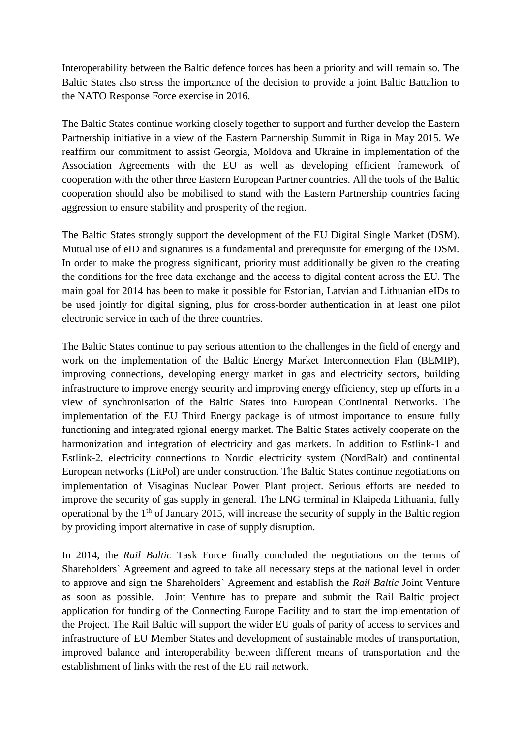Interoperability between the Baltic defence forces has been a priority and will remain so. The Baltic States also stress the importance of the decision to provide a joint Baltic Battalion to the NATO Response Force exercise in 2016.

The Baltic States continue working closely together to support and further develop the Eastern Partnership initiative in a view of the Eastern Partnership Summit in Riga in May 2015. We reaffirm our commitment to assist Georgia, Moldova and Ukraine in implementation of the Association Agreements with the EU as well as developing efficient framework of cooperation with the other three Eastern European Partner countries. All the tools of the Baltic cooperation should also be mobilised to stand with the Eastern Partnership countries facing aggression to ensure stability and prosperity of the region.

The Baltic States strongly support the development of the EU Digital Single Market (DSM). Mutual use of eID and signatures is a fundamental and prerequisite for emerging of the DSM. In order to make the progress significant, priority must additionally be given to the creating the conditions for the free data exchange and the access to digital content across the EU. The main goal for 2014 has been to make it possible for Estonian, Latvian and Lithuanian eIDs to be used jointly for digital signing, plus for cross-border authentication in at least one pilot electronic service in each of the three countries.

The Baltic States continue to pay serious attention to the challenges in the field of energy and work on the implementation of the Baltic Energy Market Interconnection Plan (BEMIP), improving connections, developing energy market in gas and electricity sectors, building infrastructure to improve energy security and improving energy efficiency, step up efforts in a view of synchronisation of the Baltic States into European Continental Networks. The implementation of the EU Third Energy package is of utmost importance to ensure fully functioning and integrated rgional energy market. The Baltic States actively cooperate on the harmonization and integration of electricity and gas markets. In addition to Estlink-1 and Estlink-2, electricity connections to Nordic electricity system (NordBalt) and continental European networks (LitPol) are under construction. The Baltic States continue negotiations on implementation of Visaginas Nuclear Power Plant project. Serious efforts are needed to improve the security of gas supply in general. The LNG terminal in Klaipeda Lithuania, fully operational by the 1th of January 2015, will increase the security of supply in the Baltic region by providing import alternative in case of supply disruption.

In 2014, the *Rail Baltic* Task Force finally concluded the negotiations on the terms of Shareholders` Agreement and agreed to take all necessary steps at the national level in order to approve and sign the Shareholders` Agreement and establish the *Rail Baltic* Joint Venture as soon as possible. Joint Venture has to prepare and submit the Rail Baltic project application for funding of the Connecting Europe Facility and to start the implementation of the Project. The Rail Baltic will support the wider EU goals of parity of access to services and infrastructure of EU Member States and development of sustainable modes of transportation, improved balance and interoperability between different means of transportation and the establishment of links with the rest of the EU rail network.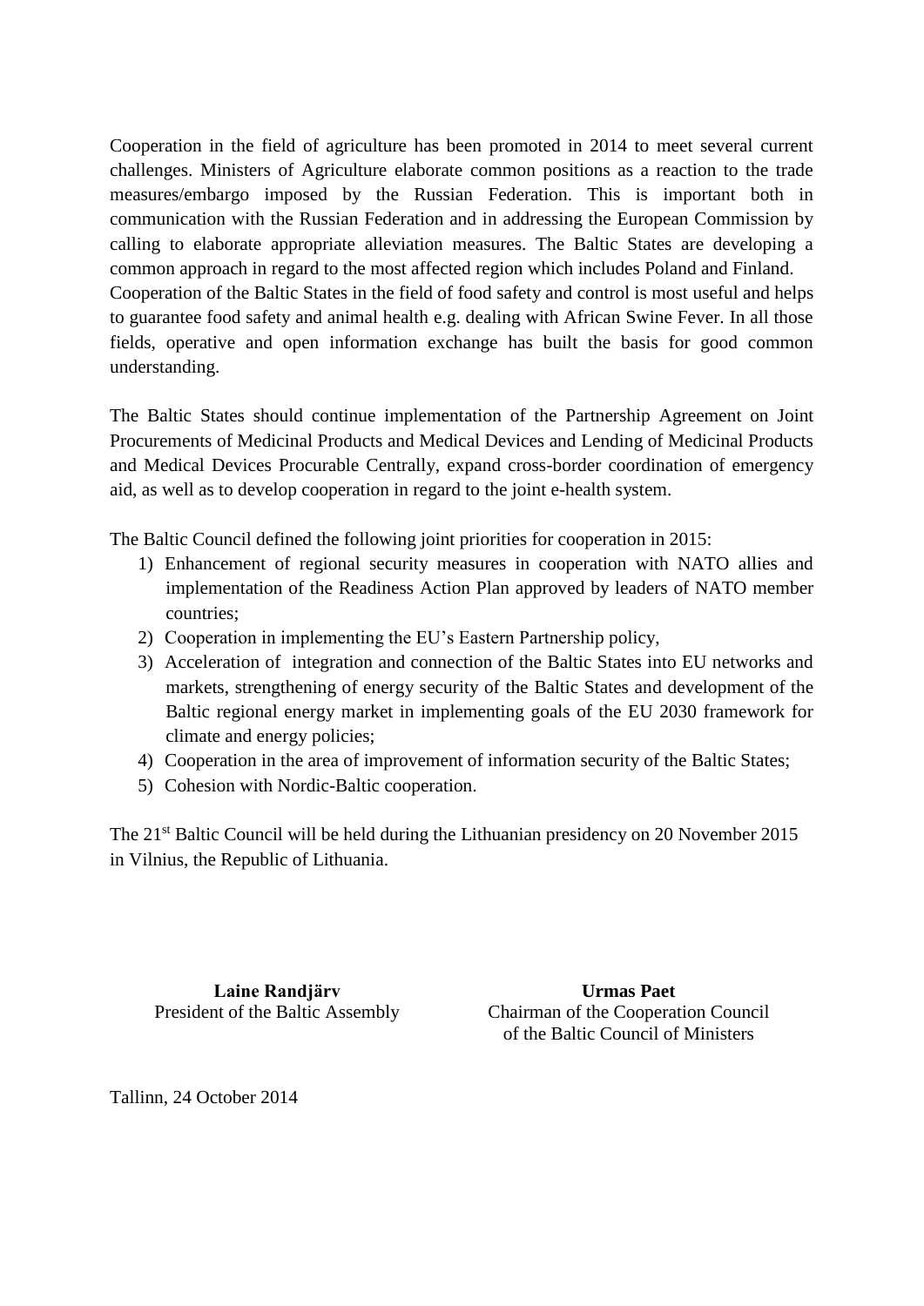Cooperation in the field of agriculture has been promoted in 2014 to meet several current challenges. Ministers of Agriculture elaborate common positions as a reaction to the trade measures/embargo imposed by the Russian Federation. This is important both in communication with the Russian Federation and in addressing the European Commission by calling to elaborate appropriate alleviation measures. The Baltic States are developing a common approach in regard to the most affected region which includes Poland and Finland. Cooperation of the Baltic States in the field of food safety and control is most useful and helps to guarantee food safety and animal health e.g. dealing with African Swine Fever. In all those fields, operative and open information exchange has built the basis for good common understanding.

The Baltic States should continue implementation of the Partnership Agreement on Joint Procurements of Medicinal Products and Medical Devices and Lending of Medicinal Products and Medical Devices Procurable Centrally, expand cross-border coordination of emergency aid, as well as to develop cooperation in regard to the joint e-health system.

The Baltic Council defined the following joint priorities for cooperation in 2015:

1) Enhancement of regional security measures in cooperation with NATO allies and implementation of the Readiness Action Plan approved by leaders of NATO member countries;
2) Cooperation in implementing the EU's Eastern Partnership policy,
3) Acceleration of integration and connection of the Baltic States into EU networks and markets, strengthening of energy security of the Baltic States and development of the Baltic regional energy market in implementing goals of the EU 2030 framework for climate and energy policies;
4) Cooperation in the area of improvement of information security of the Baltic States;
5) Cohesion with Nordic-Baltic cooperation.

The 21st Baltic Council will be held during the Lithuanian presidency on 20 November 2015 in Vilnius, the Republic of Lithuania.

**Laine Randjärv**
President of the Baltic Assembly

**Urmas Paet**
Chairman of the Cooperation Council of the Baltic Council of Ministers

Tallinn, 24 October 2014